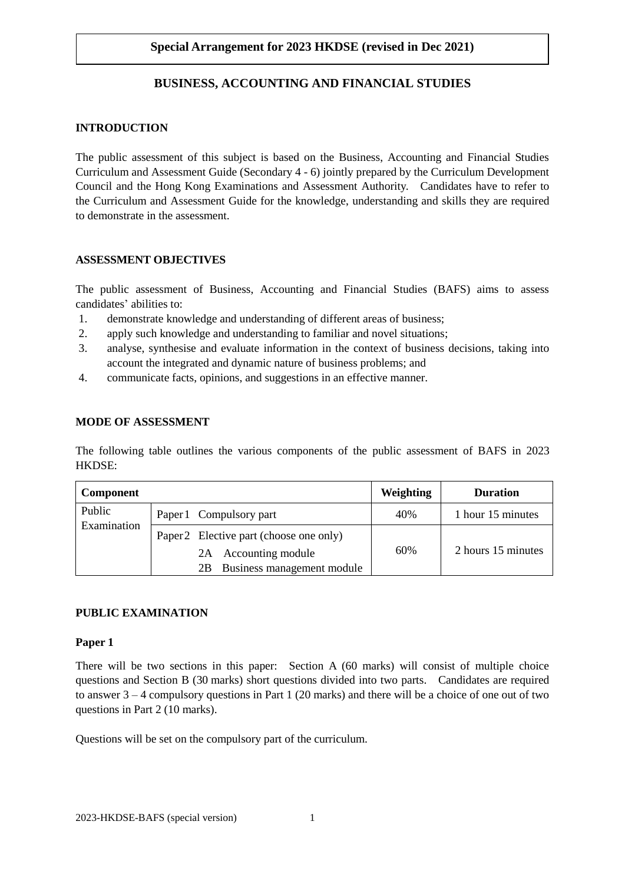**Special Arrangement for 2023 HKDSE (revised in Dec 2021)**

# BUSINESS, ACCOUNTING AND FINANCIAL STUDIES

## INTRODUCTION

The public assessment of this subject is based on the Business, Accounting and Financial Studies Curriculum and Assessment Guide (Secondary 4 - 6) jointly prepared by the Curriculum Development Council and the Hong Kong Examinations and Assessment Authority. Candidates have to refer to the Curriculum and Assessment Guide for the knowledge, understanding and skills they are required to demonstrate in the assessment.

## ASSESSMENT OBJECTIVES

The public assessment of Business, Accounting and Financial Studies (BAFS) aims to assess candidates' abilities to:

1. demonstrate knowledge and understanding of different areas of business;
2. apply such knowledge and understanding to familiar and novel situations;
3. analyse, synthesise and evaluate information in the context of business decisions, taking into account the integrated and dynamic nature of business problems; and
4. communicate facts, opinions, and suggestions in an effective manner.

## MODE OF ASSESSMENT

The following table outlines the various components of the public assessment of BAFS in 2023 HKDSE:

| Component | | Weighting | Duration |
|---|---|---|---|
| Public Examination | Paper 1 Compulsory part | 40% | 1 hour 15 minutes |
| | Paper 2 Elective part (choose one only)<br>2A Accounting module<br>2B Business management module | 60% | 2 hours 15 minutes |

## PUBLIC EXAMINATION

### Paper 1

There will be two sections in this paper: Section A (60 marks) will consist of multiple choice questions and Section B (30 marks) short questions divided into two parts. Candidates are required to answer 3 – 4 compulsory questions in Part 1 (20 marks) and there will be a choice of one out of two questions in Part 2 (10 marks).

Questions will be set on the compulsory part of the curriculum.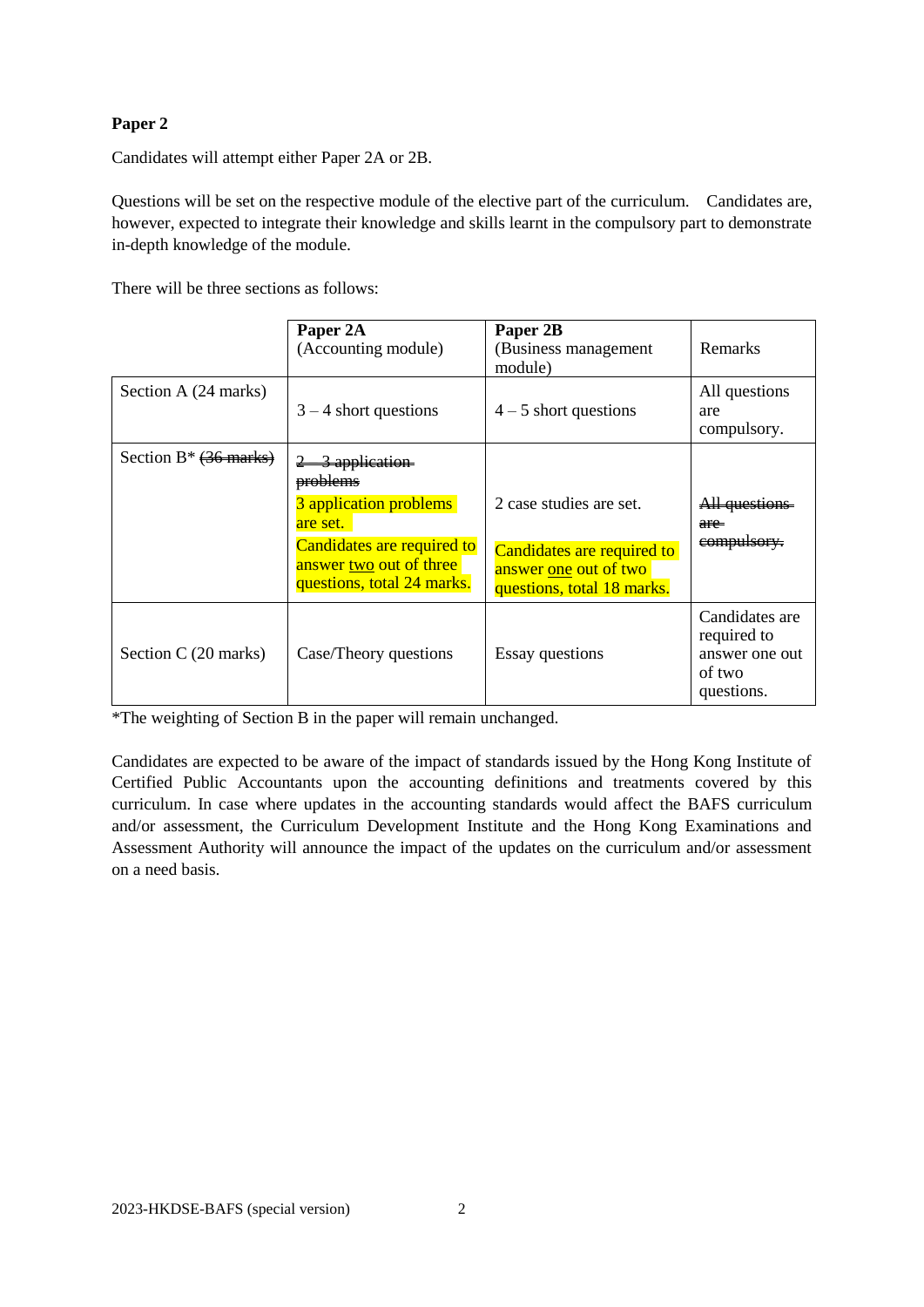**Paper 2**

Candidates will attempt either Paper 2A or 2B.

Questions will be set on the respective module of the elective part of the curriculum. Candidates are, however, expected to integrate their knowledge and skills learnt in the compulsory part to demonstrate in-depth knowledge of the module.

There will be three sections as follows:

| | **Paper 2A** (Accounting module) | **Paper 2B** (Business management module) | Remarks |
|---|---|---|---|
| Section A (24 marks) | 3 – 4 short questions | 4 – 5 short questions | All questions are compulsory. |
| Section B* ~~(36 marks)~~ | ~~2 – 3 application problems~~ 3 application problems are set. Candidates are required to answer <u>two</u> out of three questions, total 24 marks. | 2 case studies are set. Candidates are required to answer <u>one</u> out of two questions, total 18 marks. | ~~All questions are compulsory.~~ |
| Section C (20 marks) | Case/Theory questions | Essay questions | Candidates are required to answer one out of two questions. |

*The weighting of Section B in the paper will remain unchanged.

Candidates are expected to be aware of the impact of standards issued by the Hong Kong Institute of Certified Public Accountants upon the accounting definitions and treatments covered by this curriculum. In case where updates in the accounting standards would affect the BAFS curriculum and/or assessment, the Curriculum Development Institute and the Hong Kong Examinations and Assessment Authority will announce the impact of the updates on the curriculum and/or assessment on a need basis.